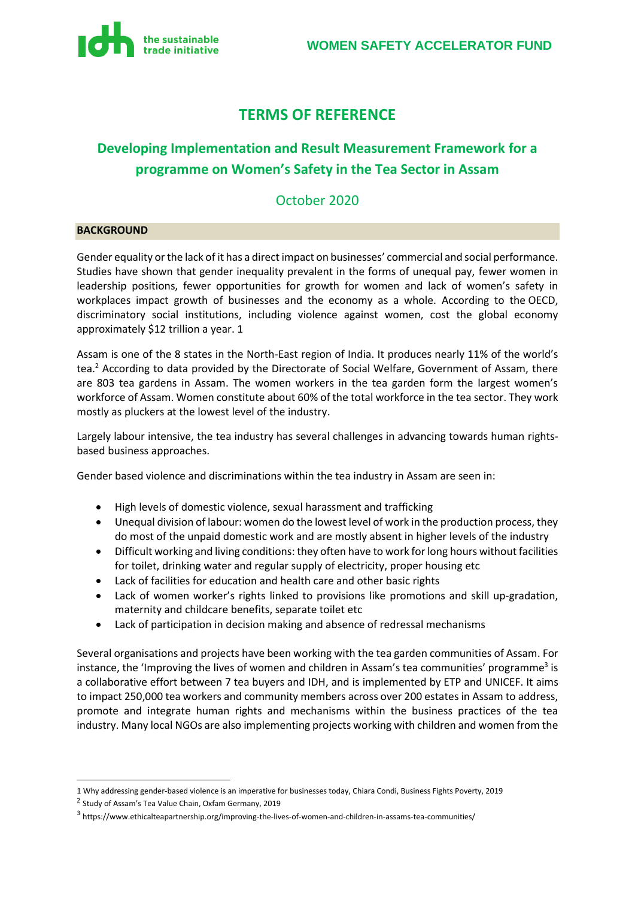# TERMS OF REFERENCE

## Developing Implementation and Result Measurement Framework for a programme on Women's Safety in the Tea Sector in Assam

October 2020

### BACKGROUND

Gender equality or the lack of it has a direct impact on businesses' commercial and social performance. Studies have shown that gender inequality prevalent in the forms of unequal pay, fewer women in leadership positions, fewer opportunities for growth for women and lack of women's safety in workplaces impact growth of businesses and the economy as a whole. According to the OECD, discriminatory social institutions, including violence against women, cost the global economy approximately $12 trillion a year. 1

Assam is one of the 8 states in the North-East region of India. It produces nearly 11% of the world's tea.[2] According to data provided by the Directorate of Social Welfare, Government of Assam, there are 803 tea gardens in Assam. The women workers in the tea garden form the largest women's workforce of Assam. Women constitute about 60% of the total workforce in the tea sector. They work mostly as pluckers at the lowest level of the industry.

Largely labour intensive, the tea industry has several challenges in advancing towards human rights-based business approaches.

Gender based violence and discriminations within the tea industry in Assam are seen in:

- High levels of domestic violence, sexual harassment and trafficking
- Unequal division of labour: women do the lowest level of work in the production process, they do most of the unpaid domestic work and are mostly absent in higher levels of the industry
- Difficult working and living conditions: they often have to work for long hours without facilities for toilet, drinking water and regular supply of electricity, proper housing etc
- Lack of facilities for education and health care and other basic rights
- Lack of women worker's rights linked to provisions like promotions and skill up-gradation, maternity and childcare benefits, separate toilet etc
- Lack of participation in decision making and absence of redressal mechanisms

Several organisations and projects have been working with the tea garden communities of Assam. For instance, the 'Improving the lives of women and children in Assam's tea communities' programme[3] is a collaborative effort between 7 tea buyers and IDH, and is implemented by ETP and UNICEF. It aims to impact 250,000 tea workers and community members across over 200 estates in Assam to address, promote and integrate human rights and mechanisms within the business practices of the tea industry. Many local NGOs are also implementing projects working with children and women from the

---

1 Why addressing gender-based violence is an imperative for businesses today, Chiara Condi, Business Fights Poverty, 2019

[2] Study of Assam's Tea Value Chain, Oxfam Germany, 2019

[3] https://www.ethicalteapartnership.org/improving-the-lives-of-women-and-children-in-assams-tea-communities/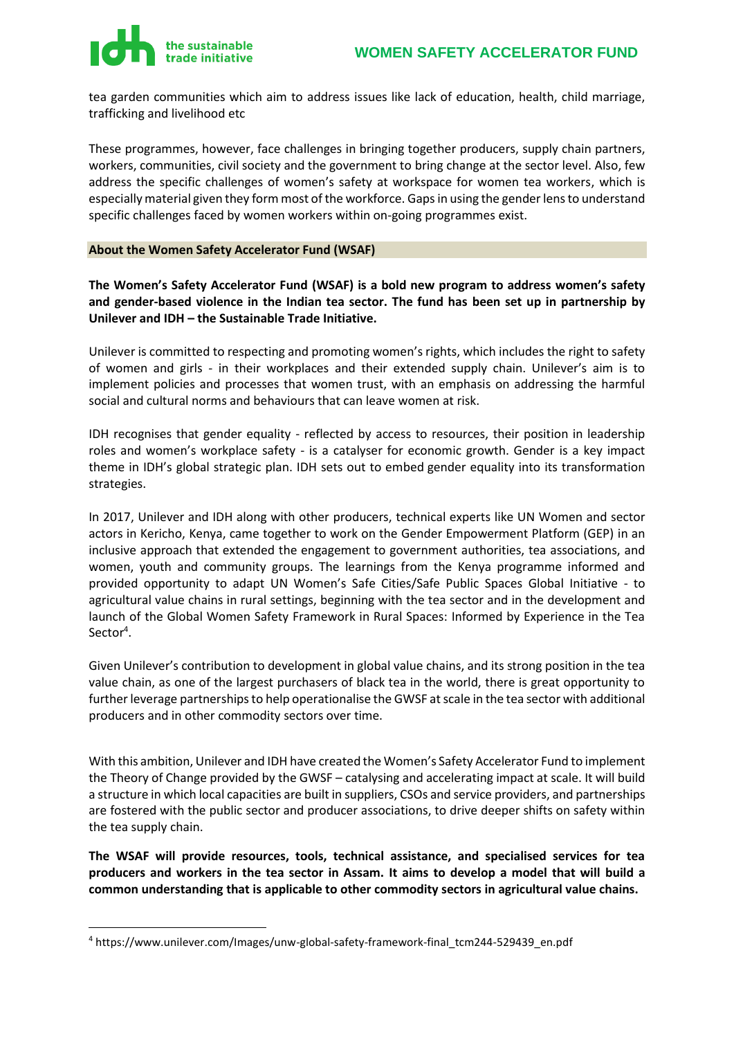tea garden communities which aim to address issues like lack of education, health, child marriage, trafficking and livelihood etc

These programmes, however, face challenges in bringing together producers, supply chain partners, workers, communities, civil society and the government to bring change at the sector level. Also, few address the specific challenges of women's safety at workspace for women tea workers, which is especially material given they form most of the workforce. Gaps in using the gender lens to understand specific challenges faced by women workers within on-going programmes exist.

## About the Women Safety Accelerator Fund (WSAF)

**The Women's Safety Accelerator Fund (WSAF) is a bold new program to address women's safety and gender-based violence in the Indian tea sector. The fund has been set up in partnership by Unilever and IDH – the Sustainable Trade Initiative.**

Unilever is committed to respecting and promoting women's rights, which includes the right to safety of women and girls - in their workplaces and their extended supply chain. Unilever's aim is to implement policies and processes that women trust, with an emphasis on addressing the harmful social and cultural norms and behaviours that can leave women at risk.

IDH recognises that gender equality - reflected by access to resources, their position in leadership roles and women's workplace safety - is a catalyser for economic growth. Gender is a key impact theme in IDH's global strategic plan. IDH sets out to embed gender equality into its transformation strategies.

In 2017, Unilever and IDH along with other producers, technical experts like UN Women and sector actors in Kericho, Kenya, came together to work on the Gender Empowerment Platform (GEP) in an inclusive approach that extended the engagement to government authorities, tea associations, and women, youth and community groups. The learnings from the Kenya programme informed and provided opportunity to adapt UN Women's Safe Cities/Safe Public Spaces Global Initiative - to agricultural value chains in rural settings, beginning with the tea sector and in the development and launch of the Global Women Safety Framework in Rural Spaces: Informed by Experience in the Tea Sector[4].

Given Unilever's contribution to development in global value chains, and its strong position in the tea value chain, as one of the largest purchasers of black tea in the world, there is great opportunity to further leverage partnerships to help operationalise the GWSF at scale in the tea sector with additional producers and in other commodity sectors over time.

With this ambition, Unilever and IDH have created the Women's Safety Accelerator Fund to implement the Theory of Change provided by the GWSF – catalysing and accelerating impact at scale. It will build a structure in which local capacities are built in suppliers, CSOs and service providers, and partnerships are fostered with the public sector and producer associations, to drive deeper shifts on safety within the tea supply chain.

**The WSAF will provide resources, tools, technical assistance, and specialised services for tea producers and workers in the tea sector in Assam. It aims to develop a model that will build a common understanding that is applicable to other commodity sectors in agricultural value chains.**

[4] https://www.unilever.com/Images/unw-global-safety-framework-final_tcm244-529439_en.pdf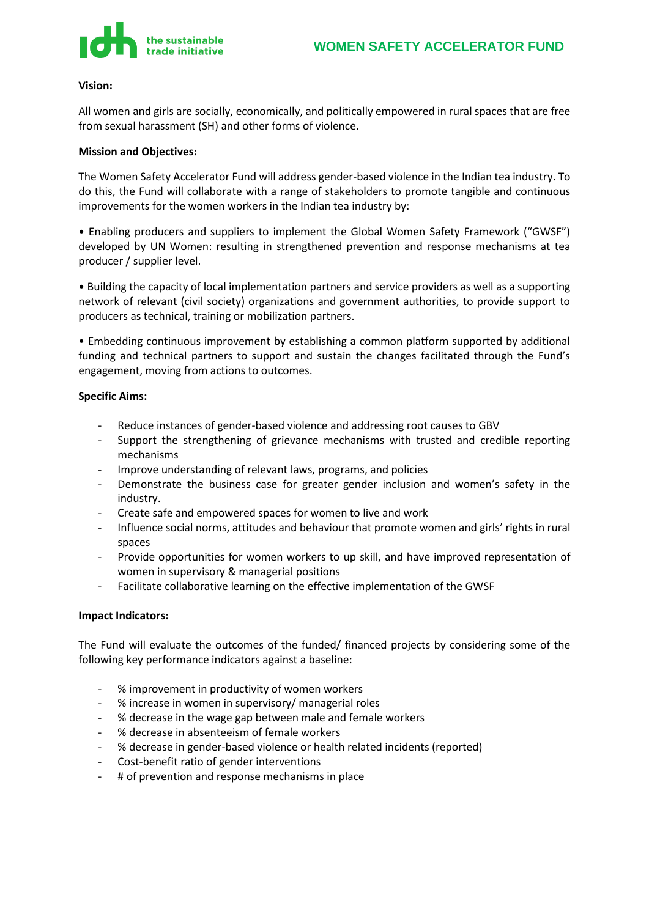# WOMEN SAFETY ACCELERATOR FUND

**Vision:**

All women and girls are socially, economically, and politically empowered in rural spaces that are free from sexual harassment (SH) and other forms of violence.

**Mission and Objectives:**

The Women Safety Accelerator Fund will address gender-based violence in the Indian tea industry. To do this, the Fund will collaborate with a range of stakeholders to promote tangible and continuous improvements for the women workers in the Indian tea industry by:

• Enabling producers and suppliers to implement the Global Women Safety Framework ("GWSF") developed by UN Women: resulting in strengthened prevention and response mechanisms at tea producer / supplier level.

• Building the capacity of local implementation partners and service providers as well as a supporting network of relevant (civil society) organizations and government authorities, to provide support to producers as technical, training or mobilization partners.

• Embedding continuous improvement by establishing a common platform supported by additional funding and technical partners to support and sustain the changes facilitated through the Fund's engagement, moving from actions to outcomes.

**Specific Aims:**

- Reduce instances of gender-based violence and addressing root causes to GBV
- Support the strengthening of grievance mechanisms with trusted and credible reporting mechanisms
- Improve understanding of relevant laws, programs, and policies
- Demonstrate the business case for greater gender inclusion and women's safety in the industry.
- Create safe and empowered spaces for women to live and work
- Influence social norms, attitudes and behaviour that promote women and girls' rights in rural spaces
- Provide opportunities for women workers to up skill, and have improved representation of women in supervisory & managerial positions
- Facilitate collaborative learning on the effective implementation of the GWSF

**Impact Indicators:**

The Fund will evaluate the outcomes of the funded/ financed projects by considering some of the following key performance indicators against a baseline:

- % improvement in productivity of women workers
- % increase in women in supervisory/ managerial roles
- % decrease in the wage gap between male and female workers
- % decrease in absenteeism of female workers
- % decrease in gender-based violence or health related incidents (reported)
- Cost-benefit ratio of gender interventions
- # of prevention and response mechanisms in place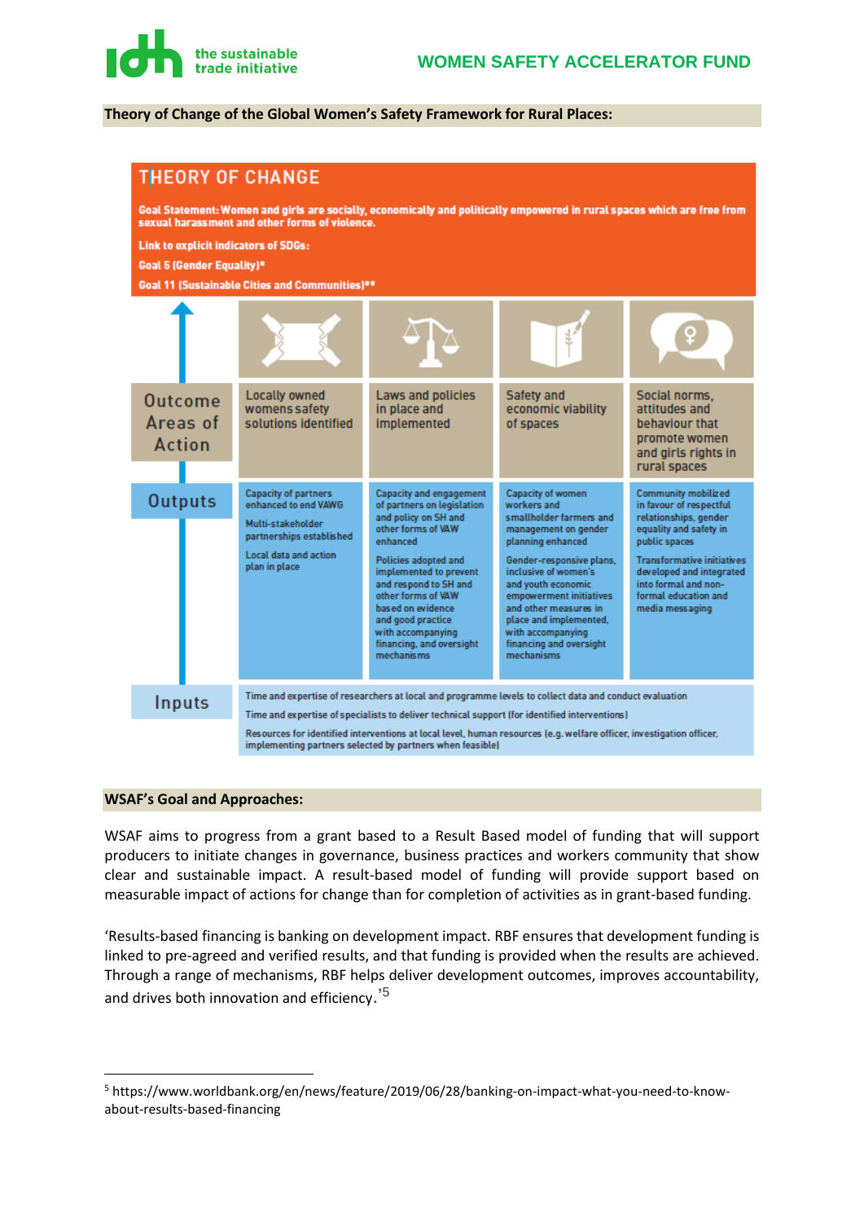**Theory of Change of the Global Women's Safety Framework for Rural Places:**

## THEORY OF CHANGE

**Goal Statement: Women and girls are socially, economically and politically empowered in rural spaces which are free from sexual harassment and other forms of violence.**

**Link to explicit indicators of SDGs:**

**Goal 5 (Gender Equality)***

**Goal 11 (Sustainable Cities and Communities)****

| | | | | |
|---|---|---|---|---|
| **Outcome Areas of Action** | Locally owned womens safety solutions identified | Laws and policies in place and implemented | Safety and economic viability of spaces | Social norms, attitudes and behaviour that promote women and girls rights in rural spaces |
| **Outputs** | Capacity of partners enhanced to end VAWG<br><br>Multi-stakeholder partnerships established<br><br>Local data and action plan in place | Capacity and engagement of partners on legislation and policy on SH and other forms of VAW enhanced<br><br>Policies adopted and implemented to prevent and respond to SH and other forms of VAW based on evidence and good practice with accompanying financing, and oversight mechanisms | Capacity of women workers and smallholder farmers and management on gender planning enhanced<br><br>Gender-responsive plans, inclusive of women's and youth economic empowerment initiatives and other measures in place and implemented, with accompanying financing and oversight mechanisms | Community mobilized in favour of respectful relationships, gender equality and safety in public spaces<br><br>Transformative initiatives developed and integrated into formal and non-formal education and media messaging |
| **Inputs** | Time and expertise of researchers at local and programme levels to collect data and conduct evaluation<br><br>Time and expertise of specialists to deliver technical support (for identified interventions)<br><br>Resources for identified interventions at local level, human resources (e.g. welfare officer, investigation officer, implementing partners selected by partners when feasible) | | | |

**WSAF's Goal and Approaches:**

WSAF aims to progress from a grant based to a Result Based model of funding that will support producers to initiate changes in governance, business practices and workers community that show clear and sustainable impact. A result-based model of funding will provide support based on measurable impact of actions for change than for completion of activities as in grant-based funding.

'Results-based financing is banking on development impact. RBF ensures that development funding is linked to pre-agreed and verified results, and that funding is provided when the results are achieved. Through a range of mechanisms, RBF helps deliver development outcomes, improves accountability, and drives both innovation and efficiency.'[5]

---

[5] https://www.worldbank.org/en/news/feature/2019/06/28/banking-on-impact-what-you-need-to-know-about-results-based-financing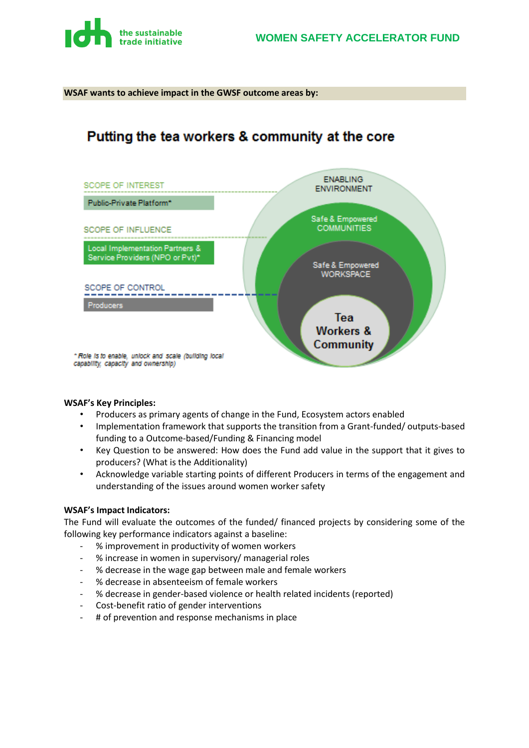**WSAF wants to achieve impact in the GWSF outcome areas by:**

## Putting the tea workers & community at the core

SCOPE OF INTEREST

Public-Private Platform*

SCOPE OF INFLUENCE

Local Implementation Partners & Service Providers (NPO or Pvt)*

SCOPE OF CONTROL

Producers

ENABLING ENVIRONMENT

Safe & Empowered COMMUNITIES

Safe & Empowered WORKSPACE

Tea Workers & Community

*\* Role is to enable, unlock and scale (building local capability, capacity and ownership)*

**WSAF's Key Principles:**

- Producers as primary agents of change in the Fund, Ecosystem actors enabled
- Implementation framework that supports the transition from a Grant-funded/ outputs-based funding to a Outcome-based/Funding & Financing model
- Key Question to be answered: How does the Fund add value in the support that it gives to producers? (What is the Additionality)
- Acknowledge variable starting points of different Producers in terms of the engagement and understanding of the issues around women worker safety

**WSAF's Impact Indicators:**

The Fund will evaluate the outcomes of the funded/ financed projects by considering some of the following key performance indicators against a baseline:

- % improvement in productivity of women workers
- % increase in women in supervisory/ managerial roles
- % decrease in the wage gap between male and female workers
- % decrease in absenteeism of female workers
- % decrease in gender-based violence or health related incidents (reported)
- Cost-benefit ratio of gender interventions
- # of prevention and response mechanisms in place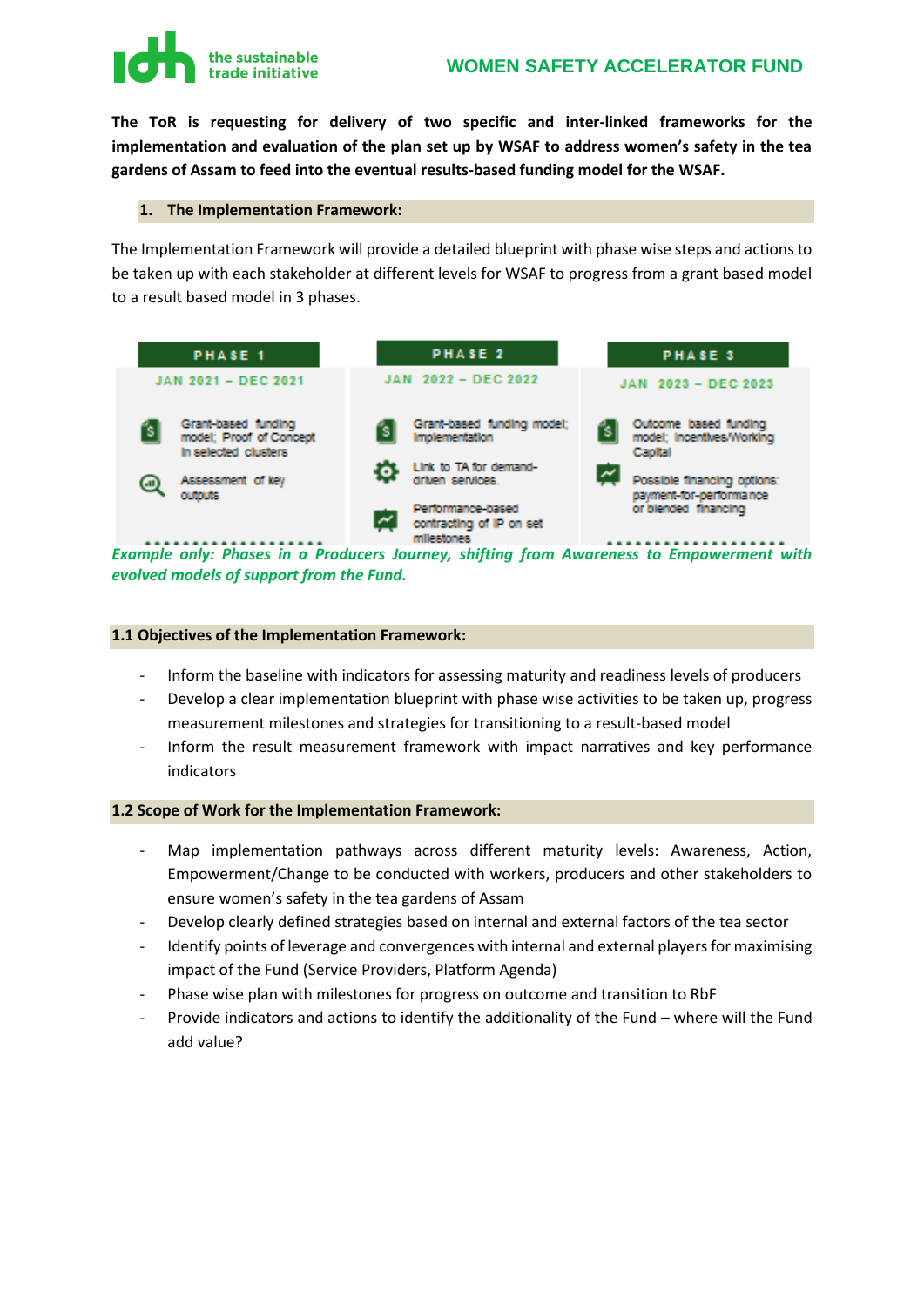The ToR is requesting for delivery of two specific and inter-linked frameworks for the implementation and evaluation of the plan set up by WSAF to address women's safety in the tea gardens of Assam to feed into the eventual results-based funding model for the WSAF.**

## 1. The Implementation Framework:

The Implementation Framework will provide a detailed blueprint with phase wise steps and actions to be taken up with each stakeholder at different levels for WSAF to progress from a grant based model to a result based model in 3 phases.

| PHASE 1 | PHASE 2 | PHASE 3 |
|---|---|---|
| JAN 2021 – DEC 2021 | JAN 2022 – DEC 2022 | JAN 2023 – DEC 2023 |
| Grant-based funding model; Proof of Concept in selected clusters | Grant-based funding model; implementation | Outcome based funding model; Incentives/Working Capital |
| Assessment of key outputs | Link to TA for demand-driven services. | Possible financing options: payment-for-performance or blended financing |
| | Performance-based contracting of IP on set milestones | |

*Example only: Phases in a Producers Journey, shifting from Awareness to Empowerment with evolved models of support from the Fund.*

### 1.1 Objectives of the Implementation Framework:

- Inform the baseline with indicators for assessing maturity and readiness levels of producers
- Develop a clear implementation blueprint with phase wise activities to be taken up, progress measurement milestones and strategies for transitioning to a result-based model
- Inform the result measurement framework with impact narratives and key performance indicators

### 1.2 Scope of Work for the Implementation Framework:

- Map implementation pathways across different maturity levels: Awareness, Action, Empowerment/Change to be conducted with workers, producers and other stakeholders to ensure women's safety in the tea gardens of Assam
- Develop clearly defined strategies based on internal and external factors of the tea sector
- Identify points of leverage and convergences with internal and external players for maximising impact of the Fund (Service Providers, Platform Agenda)
- Phase wise plan with milestones for progress on outcome and transition to RbF
- Provide indicators and actions to identify the additionality of the Fund – where will the Fund add value?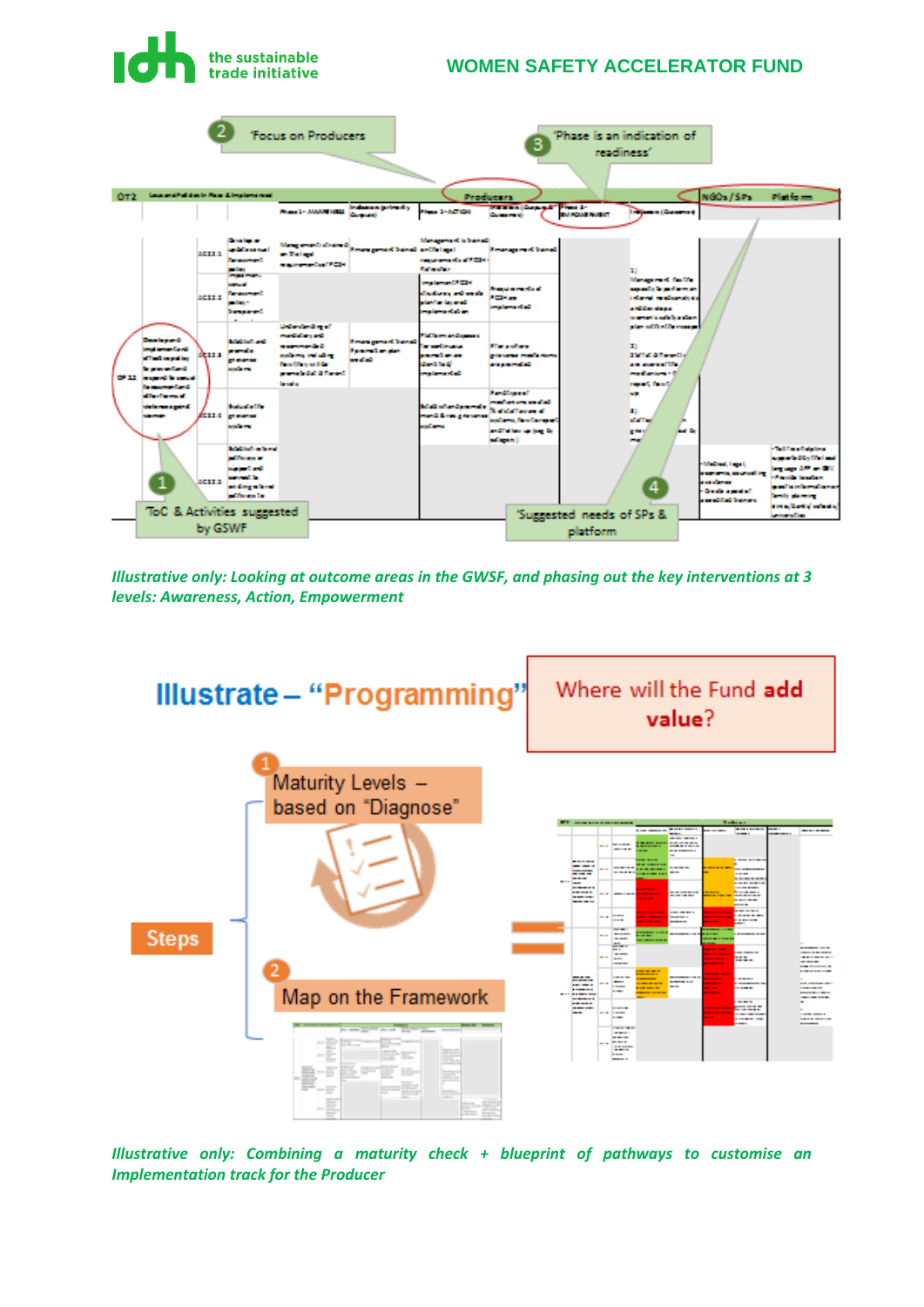*Illustrative only: Looking at outcome areas in the GWSF, and phasing out the key interventions at 3 levels: Awareness, Action, Empowerment*

*Illustrative only: Combining a maturity check + blueprint of pathways to customise an Implementation track for the Producer*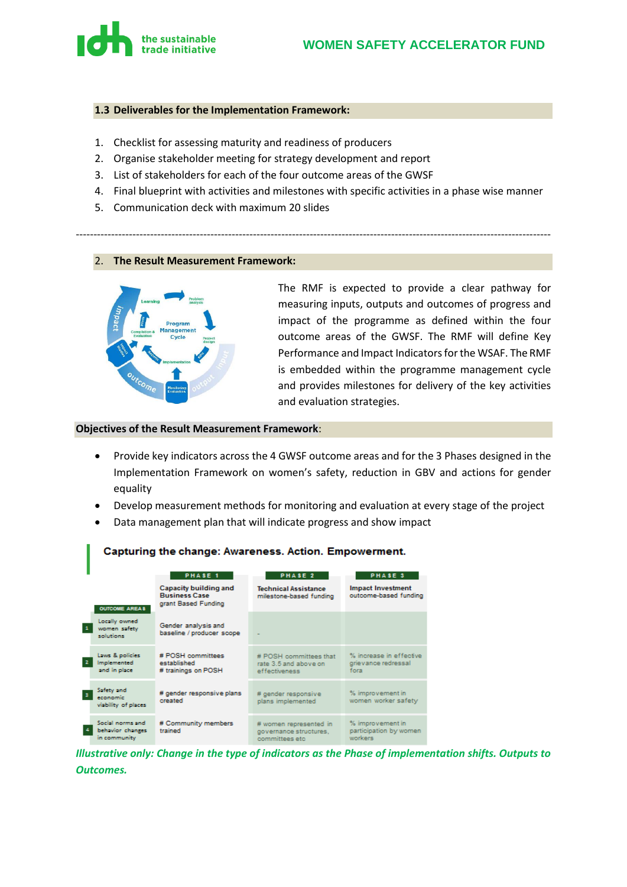### 1.3 Deliverables for the Implementation Framework:

1. Checklist for assessing maturity and readiness of producers
2. Organise stakeholder meeting for strategy development and report
3. List of stakeholders for each of the four outcome areas of the GWSF
4. Final blueprint with activities and milestones with specific activities in a phase wise manner
5. Communication deck with maximum 20 slides

---

## 2. The Result Measurement Framework:

The RMF is expected to provide a clear pathway for measuring inputs, outputs and outcomes of progress and impact of the programme as defined within the four outcome areas of the GWSF. The RMF will define Key Performance and Impact Indicators for the WSAF. The RMF is embedded within the programme management cycle and provides milestones for delivery of the key activities and evaluation strategies.

### Objectives of the Result Measurement Framework:

- Provide key indicators across the 4 GWSF outcome areas and for the 3 Phases designed in the Implementation Framework on women's safety, reduction in GBV and actions for gender equality
- Develop measurement methods for monitoring and evaluation at every stage of the project
- Data management plan that will indicate progress and show impact

**Capturing the change: Awareness. Action. Empowerment.**

| OUTCOME AREAS | PHASE 1<br>Capacity building and Business Case<br>grant Based Funding | PHASE 2<br>Technical Assistance<br>milestone-based funding | PHASE 3<br>Impact Investment<br>outcome-based funding |
|---|---|---|---|
| 1 Locally owned women safety solutions | Gender analysis and baseline / producer scope | - | |
| 2 Laws & policies implemented and in place | # POSH committees established<br># trainings on POSH | # POSH committees that rate 3.5 and above on effectiveness | % increase in effective grievance redressal fora |
| 3 Safety and economic viability of places | # gender responsive plans created | # gender responsive plans implemented | % improvement in women worker safety |
| 4 Social norms and behavior changes in community | # Community members trained | # women represented in governance structures, committees etc | % improvement in participation by women workers |

*Illustrative only: Change in the type of indicators as the Phase of implementation shifts. Outputs to Outcomes.*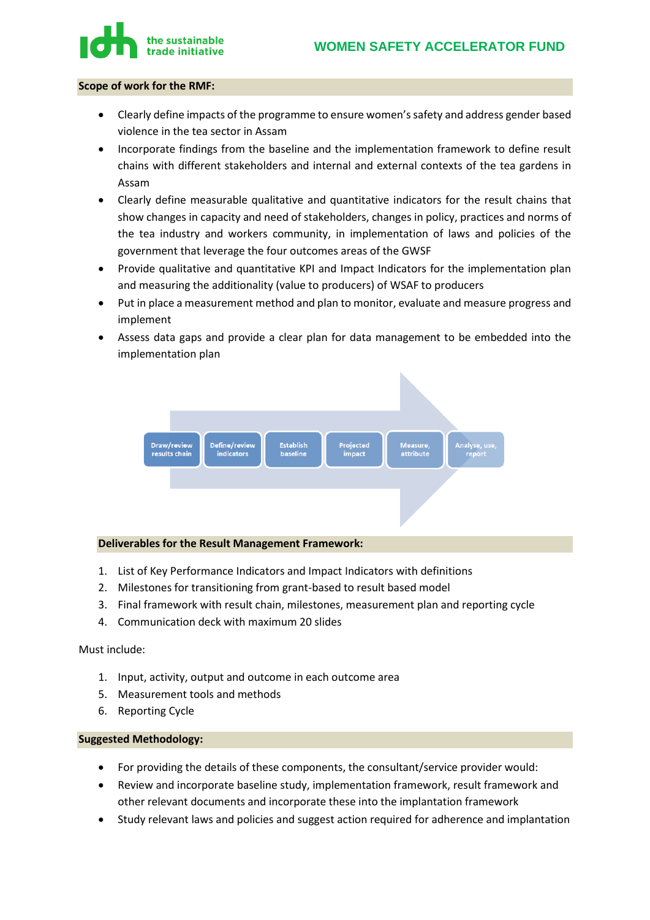**Scope of work for the RMF:**

- Clearly define impacts of the programme to ensure women's safety and address gender based violence in the tea sector in Assam
- Incorporate findings from the baseline and the implementation framework to define result chains with different stakeholders and internal and external contexts of the tea gardens in Assam
- Clearly define measurable qualitative and quantitative indicators for the result chains that show changes in capacity and need of stakeholders, changes in policy, practices and norms of the tea industry and workers community, in implementation of laws and policies of the government that leverage the four outcomes areas of the GWSF
- Provide qualitative and quantitative KPI and Impact Indicators for the implementation plan and measuring the additionality (value to producers) of WSAF to producers
- Put in place a measurement method and plan to monitor, evaluate and measure progress and implement
- Assess data gaps and provide a clear plan for data management to be embedded into the implementation plan

Draw/review results chain → Define/review indicators → Establish baseline → Projected impact → Measure, attribute → Analyse, use, report

**Deliverables for the Result Management Framework:**

1. List of Key Performance Indicators and Impact Indicators with definitions
2. Milestones for transitioning from grant-based to result based model
3. Final framework with result chain, milestones, measurement plan and reporting cycle
4. Communication deck with maximum 20 slides

Must include:

1. Input, activity, output and outcome in each outcome area
5. Measurement tools and methods
6. Reporting Cycle

**Suggested Methodology:**

- For providing the details of these components, the consultant/service provider would:
- Review and incorporate baseline study, implementation framework, result framework and other relevant documents and incorporate these into the implantation framework
- Study relevant laws and policies and suggest action required for adherence and implantation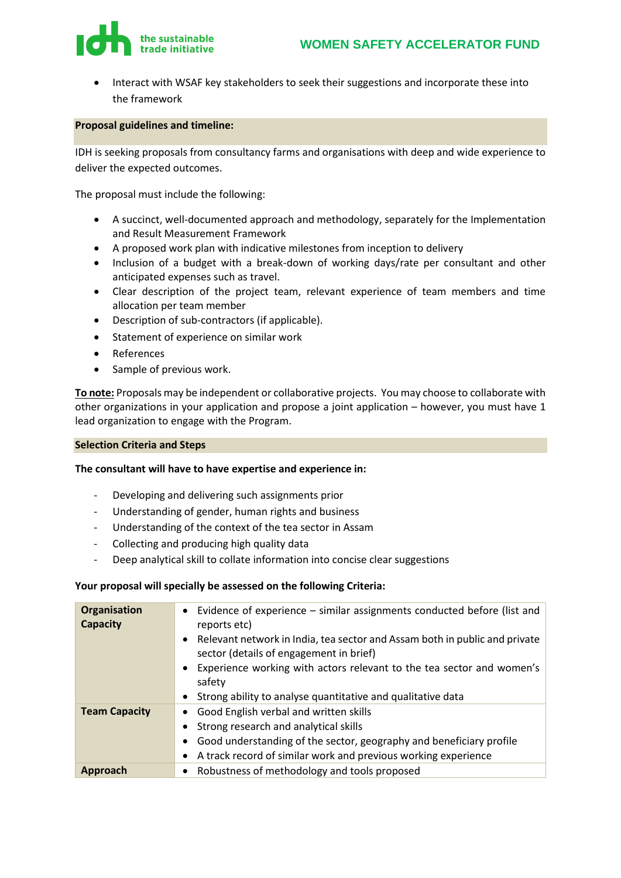- Interact with WSAF key stakeholders to seek their suggestions and incorporate these into the framework

**Proposal guidelines and timeline:**

IDH is seeking proposals from consultancy farms and organisations with deep and wide experience to deliver the expected outcomes.

The proposal must include the following:

- A succinct, well-documented approach and methodology, separately for the Implementation and Result Measurement Framework
- A proposed work plan with indicative milestones from inception to delivery
- Inclusion of a budget with a break-down of working days/rate per consultant and other anticipated expenses such as travel.
- Clear description of the project team, relevant experience of team members and time allocation per team member
- Description of sub-contractors (if applicable).
- Statement of experience on similar work
- References
- Sample of previous work.

**To note:** Proposals may be independent or collaborative projects. You may choose to collaborate with other organizations in your application and propose a joint application – however, you must have 1 lead organization to engage with the Program.

**Selection Criteria and Steps**

**The consultant will have to have expertise and experience in:**

- Developing and delivering such assignments prior
- Understanding of gender, human rights and business
- Understanding of the context of the tea sector in Assam
- Collecting and producing high quality data
- Deep analytical skill to collate information into concise clear suggestions

**Your proposal will specially be assessed on the following Criteria:**

| | |
|---|---|
| **Organisation Capacity** | • Evidence of experience – similar assignments conducted before (list and reports etc)<br>• Relevant network in India, tea sector and Assam both in public and private sector (details of engagement in brief)<br>• Experience working with actors relevant to the tea sector and women's safety<br>• Strong ability to analyse quantitative and qualitative data |
| **Team Capacity** | • Good English verbal and written skills<br>• Strong research and analytical skills<br>• Good understanding of the sector, geography and beneficiary profile<br>• A track record of similar work and previous working experience |
| **Approach** | • Robustness of methodology and tools proposed |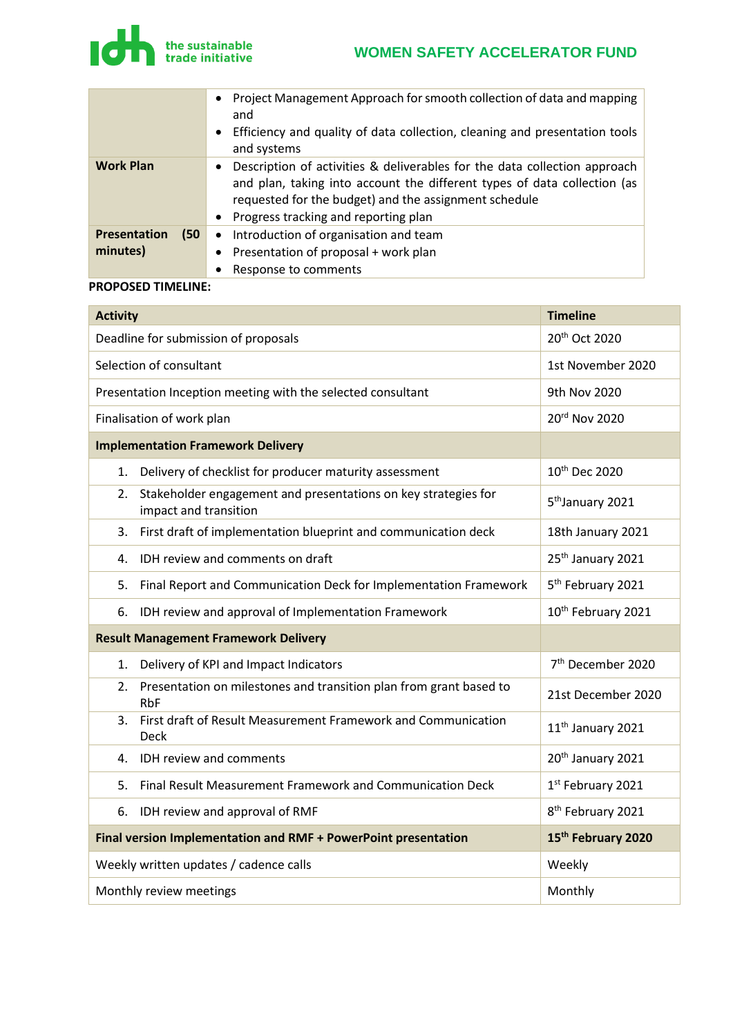|  |  |
|---|---|
|  | • Project Management Approach for smooth collection of data and mapping and<br>• Efficiency and quality of data collection, cleaning and presentation tools and systems |
| **Work Plan** | • Description of activities & deliverables for the data collection approach and plan, taking into account the different types of data collection (as requested for the budget) and the assignment schedule<br>• Progress tracking and reporting plan |
| **Presentation (50 minutes)** | • Introduction of organisation and team<br>• Presentation of proposal + work plan<br>• Response to comments |

**PROPOSED TIMELINE:**

| **Activity** | **Timeline** |
|---|---|
| Deadline for submission of proposals | 20th Oct 2020 |
| Selection of consultant | 1st November 2020 |
| Presentation Inception meeting with the selected consultant | 9th Nov 2020 |
| Finalisation of work plan | 20rd Nov 2020 |
| **Implementation Framework Delivery** |  |
| 1. Delivery of checklist for producer maturity assessment | 10th Dec 2020 |
| 2. Stakeholder engagement and presentations on key strategies for impact and transition | 5thJanuary 2021 |
| 3. First draft of implementation blueprint and communication deck | 18th January 2021 |
| 4. IDH review and comments on draft | 25th January 2021 |
| 5. Final Report and Communication Deck for Implementation Framework | 5th February 2021 |
| 6. IDH review and approval of Implementation Framework | 10th February 2021 |
| **Result Management Framework Delivery** |  |
| 1. Delivery of KPI and Impact Indicators | 7th December 2020 |
| 2. Presentation on milestones and transition plan from grant based to RbF | 21st December 2020 |
| 3. First draft of Result Measurement Framework and Communication Deck | 11th January 2021 |
| 4. IDH review and comments | 20th January 2021 |
| 5. Final Result Measurement Framework and Communication Deck | 1st February 2021 |
| 6. IDH review and approval of RMF | 8th February 2021 |
| **Final version Implementation and RMF + PowerPoint presentation** | **15th February 2020** |
| Weekly written updates / cadence calls | Weekly |
| Monthly review meetings | Monthly |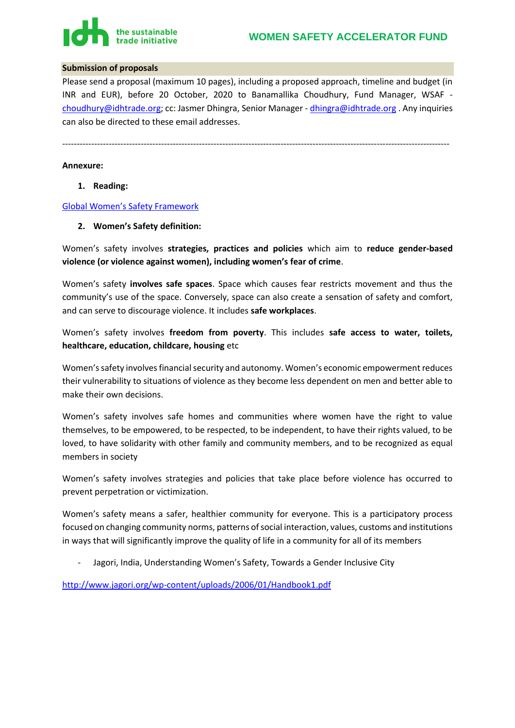**Submission of proposals**

Please send a proposal (maximum 10 pages), including a proposed approach, timeline and budget (in INR and EUR), before 20 October, 2020 to Banamallika Choudhury, Fund Manager, WSAF - choudhury@idhtrade.org; cc: Jasmer Dhingra, Senior Manager - dhingra@idhtrade.org . Any inquiries can also be directed to these email addresses.

---

**Annexure:**

1. **Reading:**

[Global Women's Safety Framework]

2. **Women's Safety definition:**

Women's safety involves **strategies, practices and policies** which aim to **reduce gender-based violence (or violence against women), including women's fear of crime**.

Women's safety **involves safe spaces**. Space which causes fear restricts movement and thus the community's use of the space. Conversely, space can also create a sensation of safety and comfort, and can serve to discourage violence. It includes **safe workplaces**.

Women's safety involves **freedom from poverty**. This includes **safe access to water, toilets, healthcare, education, childcare, housing** etc

Women's safety involves financial security and autonomy. Women's economic empowerment reduces their vulnerability to situations of violence as they become less dependent on men and better able to make their own decisions.

Women's safety involves safe homes and communities where women have the right to value themselves, to be empowered, to be respected, to be independent, to have their rights valued, to be loved, to have solidarity with other family and community members, and to be recognized as equal members in society

Women's safety involves strategies and policies that take place before violence has occurred to prevent perpetration or victimization.

Women's safety means a safer, healthier community for everyone. This is a participatory process focused on changing community norms, patterns of social interaction, values, customs and institutions in ways that will significantly improve the quality of life in a community for all of its members

- Jagori, India, Understanding Women's Safety, Towards a Gender Inclusive City

http://www.jagori.org/wp-content/uploads/2006/01/Handbook1.pdf